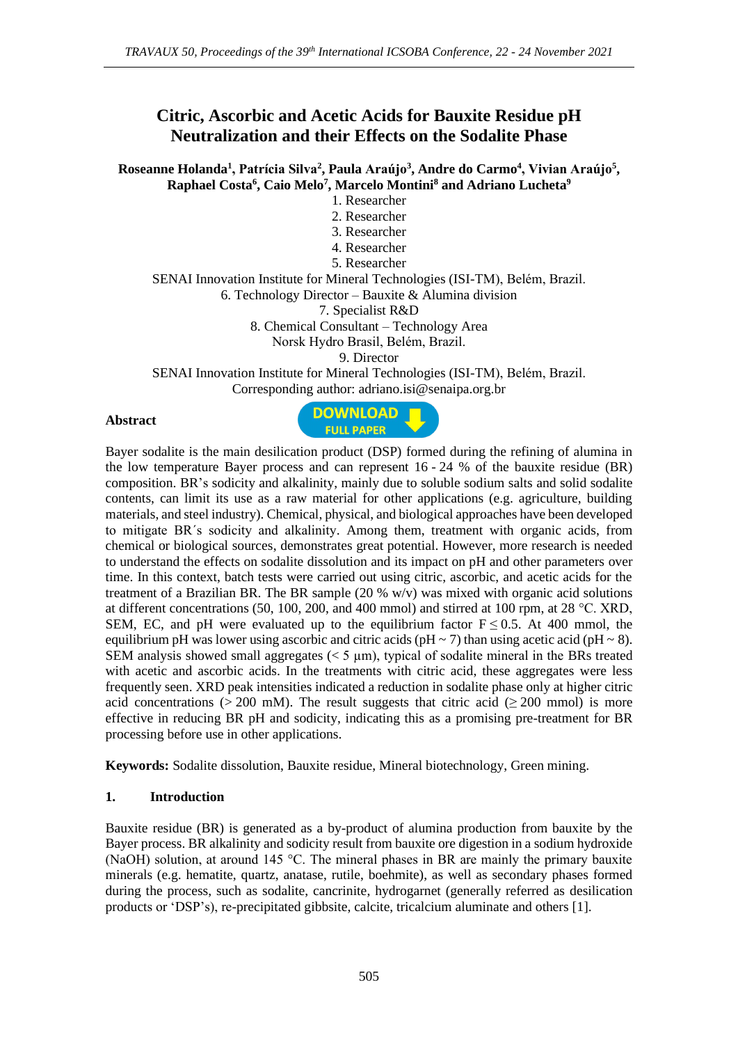# Citric, Ascorbic and Acetic Acids for Bauxite Residue pH Neutralization and their Effects on the Sodalite Phase

**Roseanne Holanda[1], Patrícia Silva[2], Paula Araújo[3], Andre do Carmo[4], Vivian Araújo[5], Raphael Costa[6], Caio Melo[7], Marcelo Montini[8] and Adriano Lucheta[9]**

1. Researcher
2. Researcher
3. Researcher
4. Researcher
5. Researcher

SENAI Innovation Institute for Mineral Technologies (ISI-TM), Belém, Brazil.

6. Technology Director – Bauxite & Alumina division
7. Specialist R&D
8. Chemical Consultant – Technology Area

Norsk Hydro Brasil, Belém, Brazil.

9. Director

SENAI Innovation Institute for Mineral Technologies (ISI-TM), Belém, Brazil.

Corresponding author: adriano.isi@senaipa.org.br

**Abstract**

Bayer sodalite is the main desilication product (DSP) formed during the refining of alumina in the low temperature Bayer process and can represent 16 - 24 % of the bauxite residue (BR) composition. BR's sodicity and alkalinity, mainly due to soluble sodium salts and solid sodalite contents, can limit its use as a raw material for other applications (e.g. agriculture, building materials, and steel industry). Chemical, physical, and biological approaches have been developed to mitigate BR´s sodicity and alkalinity. Among them, treatment with organic acids, from chemical or biological sources, demonstrates great potential. However, more research is needed to understand the effects on sodalite dissolution and its impact on pH and other parameters over time. In this context, batch tests were carried out using citric, ascorbic, and acetic acids for the treatment of a Brazilian BR. The BR sample (20 % w/v) was mixed with organic acid solutions at different concentrations (50, 100, 200, and 400 mmol) and stirred at 100 rpm, at 28 °C. XRD, SEM, EC, and pH were evaluated up to the equilibrium factor $F \leq 0.5$. At 400 mmol, the equilibrium pH was lower using ascorbic and citric acids (pH ~ 7) than using acetic acid (pH ~ 8). SEM analysis showed small aggregates (< 5 µm), typical of sodalite mineral in the BRs treated with acetic and ascorbic acids. In the treatments with citric acid, these aggregates were less frequently seen. XRD peak intensities indicated a reduction in sodalite phase only at higher citric acid concentrations (> 200 mM). The result suggests that citric acid (≥ 200 mmol) is more effective in reducing BR pH and sodicity, indicating this as a promising pre-treatment for BR processing before use in other applications.

**Keywords:** Sodalite dissolution, Bauxite residue, Mineral biotechnology, Green mining.

## 1. Introduction

Bauxite residue (BR) is generated as a by-product of alumina production from bauxite by the Bayer process. BR alkalinity and sodicity result from bauxite ore digestion in a sodium hydroxide (NaOH) solution, at around 145 °C. The mineral phases in BR are mainly the primary bauxite minerals (e.g. hematite, quartz, anatase, rutile, boehmite), as well as secondary phases formed during the process, such as sodalite, cancrinite, hydrogarnet (generally referred as desilication products or 'DSP's), re-precipitated gibbsite, calcite, tricalcium aluminate and others [1].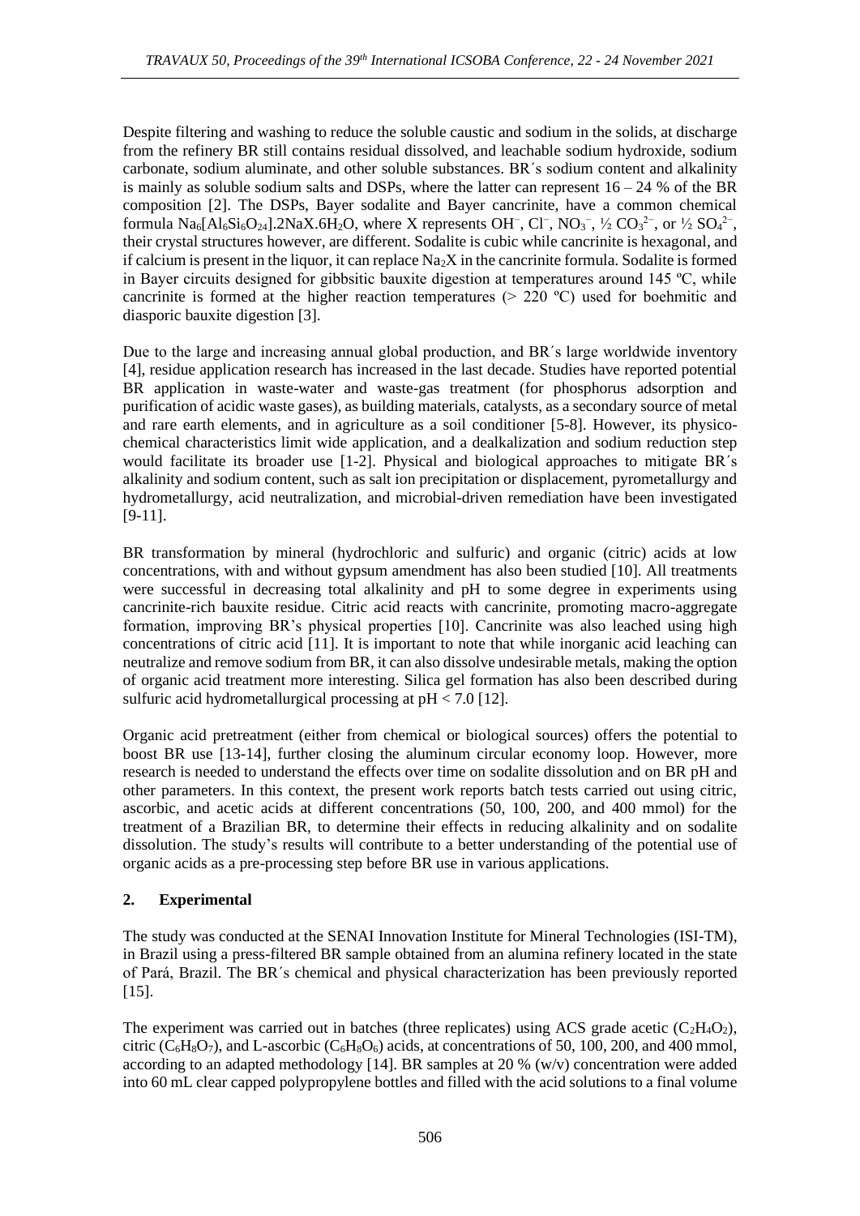Despite filtering and washing to reduce the soluble caustic and sodium in the solids, at discharge from the refinery BR still contains residual dissolved, and leachable sodium hydroxide, sodium carbonate, sodium aluminate, and other soluble substances. BR´s sodium content and alkalinity is mainly as soluble sodium salts and DSPs, where the latter can represent 16 – 24 % of the BR composition [2]. The DSPs, Bayer sodalite and Bayer cancrinite, have a common chemical formula $Na_6[Al_6Si_6O_{24}].2NaX.6H_2O$, where X represents $OH^-$, $Cl^-$, $NO_3^-$, ½ $CO_3^{2-}$, or ½ $SO_4^{2-}$, their crystal structures however, are different. Sodalite is cubic while cancrinite is hexagonal, and if calcium is present in the liquor, it can replace $Na_2X$ in the cancrinite formula. Sodalite is formed in Bayer circuits designed for gibbsitic bauxite digestion at temperatures around 145 ºC, while cancrinite is formed at the higher reaction temperatures (> 220 ºC) used for boehmitic and diasporic bauxite digestion [3].

Due to the large and increasing annual global production, and BR´s large worldwide inventory [4], residue application research has increased in the last decade. Studies have reported potential BR application in waste-water and waste-gas treatment (for phosphorus adsorption and purification of acidic waste gases), as building materials, catalysts, as a secondary source of metal and rare earth elements, and in agriculture as a soil conditioner [5-8]. However, its physico-chemical characteristics limit wide application, and a dealkalization and sodium reduction step would facilitate its broader use [1-2]. Physical and biological approaches to mitigate BR´s alkalinity and sodium content, such as salt ion precipitation or displacement, pyrometallurgy and hydrometallurgy, acid neutralization, and microbial-driven remediation have been investigated [9-11].

BR transformation by mineral (hydrochloric and sulfuric) and organic (citric) acids at low concentrations, with and without gypsum amendment has also been studied [10]. All treatments were successful in decreasing total alkalinity and pH to some degree in experiments using cancrinite-rich bauxite residue. Citric acid reacts with cancrinite, promoting macro-aggregate formation, improving BR's physical properties [10]. Cancrinite was also leached using high concentrations of citric acid [11]. It is important to note that while inorganic acid leaching can neutralize and remove sodium from BR, it can also dissolve undesirable metals, making the option of organic acid treatment more interesting. Silica gel formation has also been described during sulfuric acid hydrometallurgical processing at pH < 7.0 [12].

Organic acid pretreatment (either from chemical or biological sources) offers the potential to boost BR use [13-14], further closing the aluminum circular economy loop. However, more research is needed to understand the effects over time on sodalite dissolution and on BR pH and other parameters. In this context, the present work reports batch tests carried out using citric, ascorbic, and acetic acids at different concentrations (50, 100, 200, and 400 mmol) for the treatment of a Brazilian BR, to determine their effects in reducing alkalinity and on sodalite dissolution. The study's results will contribute to a better understanding of the potential use of organic acids as a pre-processing step before BR use in various applications.

## 2. Experimental

The study was conducted at the SENAI Innovation Institute for Mineral Technologies (ISI-TM), in Brazil using a press-filtered BR sample obtained from an alumina refinery located in the state of Pará, Brazil. The BR´s chemical and physical characterization has been previously reported [15].

The experiment was carried out in batches (three replicates) using ACS grade acetic ($C_2H_4O_2$), citric ($C_6H_8O_7$), and L-ascorbic ($C_6H_8O_6$) acids, at concentrations of 50, 100, 200, and 400 mmol, according to an adapted methodology [14]. BR samples at 20 % (w/v) concentration were added into 60 mL clear capped polypropylene bottles and filled with the acid solutions to a final volume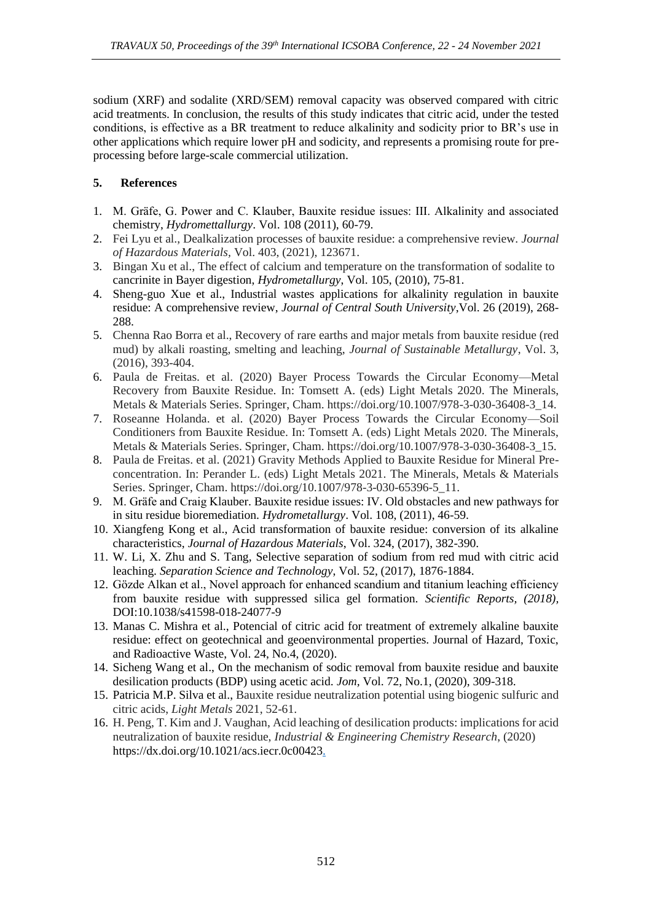sodium (XRF) and sodalite (XRD/SEM) removal capacity was observed compared with citric acid treatments. In conclusion, the results of this study indicates that citric acid, under the tested conditions, is effective as a BR treatment to reduce alkalinity and sodicity prior to BR's use in other applications which require lower pH and sodicity, and represents a promising route for pre-processing before large-scale commercial utilization.

## 5. References

1. M. Gräfe, G. Power and C. Klauber, Bauxite residue issues: III. Alkalinity and associated chemistry, *Hydromettallurgy*. Vol. 108 (2011), 60-79.
2. Fei Lyu et al., Dealkalization processes of bauxite residue: a comprehensive review. *Journal of Hazardous Materials*, Vol. 403, (2021), 123671.
3. Bingan Xu et al., The effect of calcium and temperature on the transformation of sodalite to cancrinite in Bayer digestion, *Hydrometallurgy*, Vol. 105, (2010), 75-81.
4. Sheng-guo Xue et al., Industrial wastes applications for alkalinity regulation in bauxite residue: A comprehensive review, *Journal of Central South University*,Vol. 26 (2019), 268-288.
5. Chenna Rao Borra et al., Recovery of rare earths and major metals from bauxite residue (red mud) by alkali roasting, smelting and leaching, *Journal of Sustainable Metallurgy*, Vol. 3, (2016), 393-404.
6. Paula de Freitas. et al. (2020) Bayer Process Towards the Circular Economy—Metal Recovery from Bauxite Residue. In: Tomsett A. (eds) Light Metals 2020. The Minerals, Metals & Materials Series. Springer, Cham. https://doi.org/10.1007/978-3-030-36408-3_14.
7. Roseanne Holanda. et al. (2020) Bayer Process Towards the Circular Economy—Soil Conditioners from Bauxite Residue. In: Tomsett A. (eds) Light Metals 2020. The Minerals, Metals & Materials Series. Springer, Cham. https://doi.org/10.1007/978-3-030-36408-3_15.
8. Paula de Freitas. et al. (2021) Gravity Methods Applied to Bauxite Residue for Mineral Pre-concentration. In: Perander L. (eds) Light Metals 2021. The Minerals, Metals & Materials Series. Springer, Cham. https://doi.org/10.1007/978-3-030-65396-5_11.
9. M. Gräfe and Craig Klauber. Bauxite residue issues: IV. Old obstacles and new pathways for in situ residue bioremediation. *Hydrometallurgy*. Vol. 108, (2011), 46-59.
10. Xiangfeng Kong et al., Acid transformation of bauxite residue: conversion of its alkaline characteristics, *Journal of Hazardous Materials*, Vol. 324, (2017), 382-390.
11. W. Li, X. Zhu and S. Tang, Selective separation of sodium from red mud with citric acid leaching. *Separation Science and Technology*, Vol. 52, (2017), 1876-1884.
12. Gözde Alkan et al., Novel approach for enhanced scandium and titanium leaching efficiency from bauxite residue with suppressed silica gel formation. *Scientific Reports*, *(2018)*, DOI:10.1038/s41598-018-24077-9
13. Manas C. Mishra et al., Potencial of citric acid for treatment of extremely alkaline bauxite residue: effect on geotechnical and geoenvironmental properties. Journal of Hazard, Toxic, and Radioactive Waste, Vol. 24, No.4, (2020).
14. Sicheng Wang et al., On the mechanism of sodic removal from bauxite residue and bauxite desilication products (BDP) using acetic acid. *Jom*, Vol. 72, No.1, (2020), 309-318.
15. Patricia M.P. Silva et al., Bauxite residue neutralization potential using biogenic sulfuric and citric acids, *Light Metals* 2021, 52-61.
16. H. Peng, T. Kim and J. Vaughan, Acid leaching of desilication products: implications for acid neutralization of bauxite residue, *Industrial & Engineering Chemistry Research*, (2020) https://dx.doi.org/10.1021/acs.iecr.0c00423.